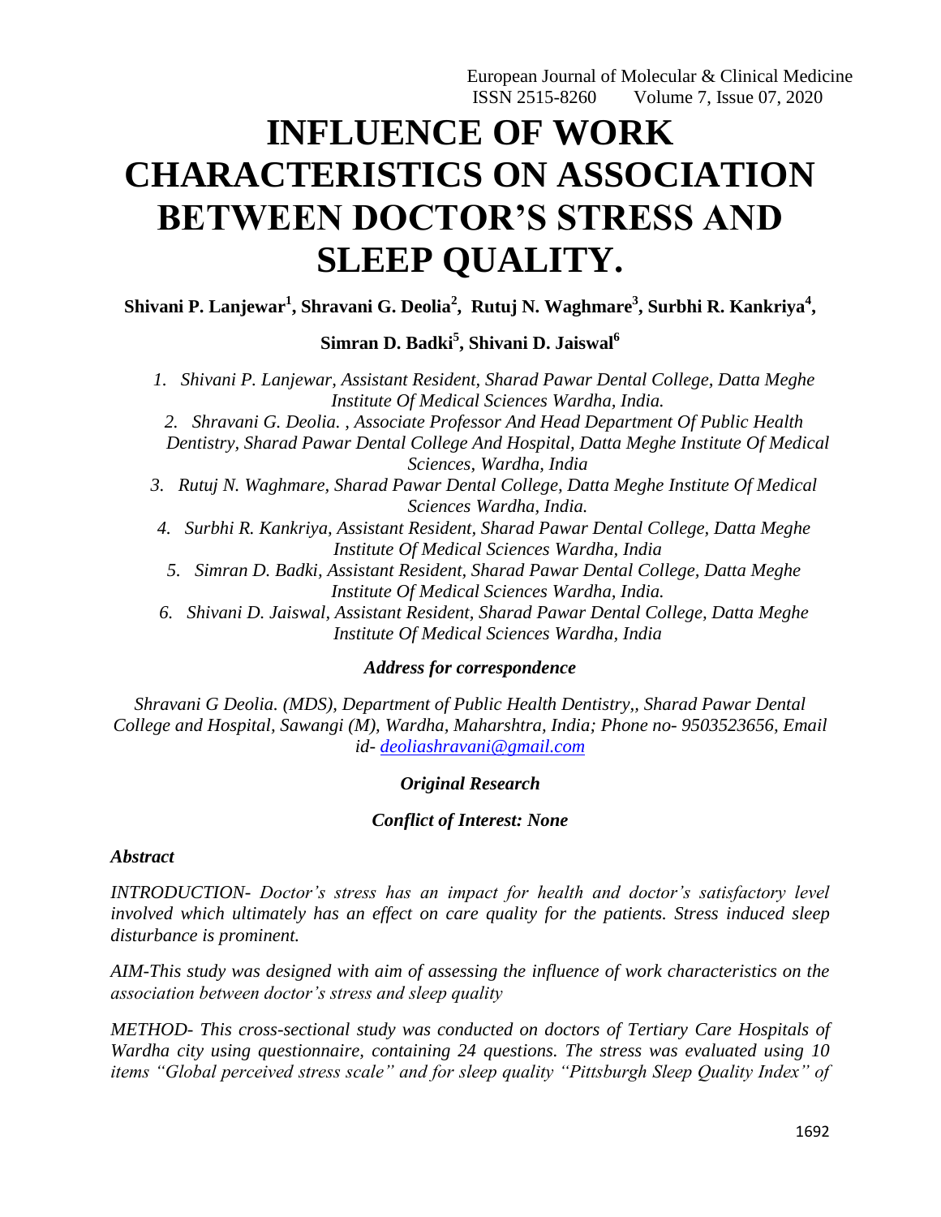# INFLUENCE OF WORK CHARACTERISTICS ON ASSOCIATION BETWEEN DOCTOR'S STRESS AND SLEEP QUALITY.

**Shivani P. Lanjewar[1], Shravani G. Deolia[2], Rutuj N. Waghmare[3], Surbhi R. Kankriya[4], Simran D. Badki[5], Shivani D. Jaiswal[6]**

1. *Shivani P. Lanjewar, Assistant Resident, Sharad Pawar Dental College, Datta Meghe Institute Of Medical Sciences Wardha, India.*
2. *Shravani G. Deolia. , Associate Professor And Head Department Of Public Health Dentistry, Sharad Pawar Dental College And Hospital, Datta Meghe Institute Of Medical Sciences, Wardha, India*
3. *Rutuj N. Waghmare, Sharad Pawar Dental College, Datta Meghe Institute Of Medical Sciences Wardha, India.*
4. *Surbhi R. Kankriya, Assistant Resident, Sharad Pawar Dental College, Datta Meghe Institute Of Medical Sciences Wardha, India*
5. *Simran D. Badki, Assistant Resident, Sharad Pawar Dental College, Datta Meghe Institute Of Medical Sciences Wardha, India.*
6. *Shivani D. Jaiswal, Assistant Resident, Sharad Pawar Dental College, Datta Meghe Institute Of Medical Sciences Wardha, India*

***Address for correspondence***

*Shravani G Deolia. (MDS), Department of Public Health Dentistry,, Sharad Pawar Dental College and Hospital, Sawangi (M), Wardha, Maharshtra, India; Phone no- 9503523656, Email id- deoliashravani@gmail.com*

***Original Research***

***Conflict of Interest: None***

***Abstract***

*INTRODUCTION- Doctor's stress has an impact for health and doctor's satisfactory level involved which ultimately has an effect on care quality for the patients. Stress induced sleep disturbance is prominent.*

*AIM-This study was designed with aim of assessing the influence of work characteristics on the association between doctor's stress and sleep quality*

*METHOD- This cross-sectional study was conducted on doctors of Tertiary Care Hospitals of Wardha city using questionnaire, containing 24 questions. The stress was evaluated using 10 items "Global perceived stress scale" and for sleep quality "Pittsburgh Sleep Quality Index" of*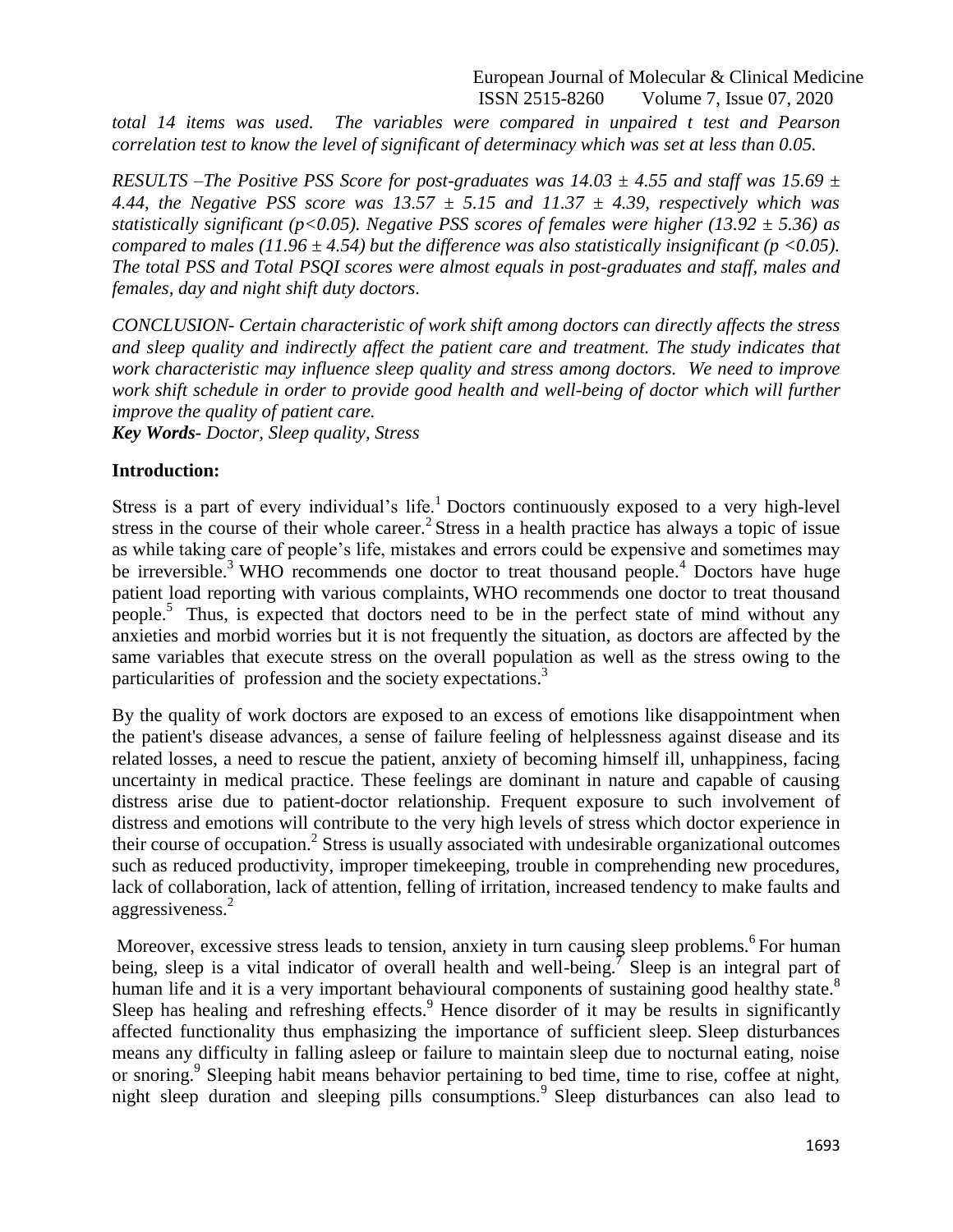*total 14 items was used. The variables were compared in unpaired t test and Pearson correlation test to know the level of significant of determinacy which was set at less than 0.05.*

*RESULTS –The Positive PSS Score for post-graduates was 14.03 ± 4.55 and staff was 15.69 ± 4.44, the Negative PSS score was 13.57 ± 5.15 and 11.37 ± 4.39, respectively which was statistically significant ($p<0.05$). Negative PSS scores of females were higher (13.92 ± 5.36) as compared to males (11.96 ± 4.54) but the difference was also statistically insignificant ($p <0.05$). The total PSS and Total PSQI scores were almost equals in post-graduates and staff, males and females, day and night shift duty doctors.*

*CONCLUSION- Certain characteristic of work shift among doctors can directly affects the stress and sleep quality and indirectly affect the patient care and treatment. The study indicates that work characteristic may influence sleep quality and stress among doctors. We need to improve work shift schedule in order to provide good health and well-being of doctor which will further improve the quality of patient care.*

***Key Words****- Doctor, Sleep quality, Stress*

## Introduction:

Stress is a part of every individual's life.[1] Doctors continuously exposed to a very high-level stress in the course of their whole career.[2] Stress in a health practice has always a topic of issue as while taking care of people's life, mistakes and errors could be expensive and sometimes may be irreversible.[3] WHO recommends one doctor to treat thousand people.[4] Doctors have huge patient load reporting with various complaints, WHO recommends one doctor to treat thousand people.[5] Thus, is expected that doctors need to be in the perfect state of mind without any anxieties and morbid worries but it is not frequently the situation, as doctors are affected by the same variables that execute stress on the overall population as well as the stress owing to the particularities of profession and the society expectations.[3]

By the quality of work doctors are exposed to an excess of emotions like disappointment when the patient's disease advances, a sense of failure feeling of helplessness against disease and its related losses, a need to rescue the patient, anxiety of becoming himself ill, unhappiness, facing uncertainty in medical practice. These feelings are dominant in nature and capable of causing distress arise due to patient-doctor relationship. Frequent exposure to such involvement of distress and emotions will contribute to the very high levels of stress which doctor experience in their course of occupation.[2] Stress is usually associated with undesirable organizational outcomes such as reduced productivity, improper timekeeping, trouble in comprehending new procedures, lack of collaboration, lack of attention, felling of irritation, increased tendency to make faults and aggressiveness.[2]

Moreover, excessive stress leads to tension, anxiety in turn causing sleep problems.[6] For human being, sleep is a vital indicator of overall health and well-being.[7] Sleep is an integral part of human life and it is a very important behavioural components of sustaining good healthy state.[8] Sleep has healing and refreshing effects.[9] Hence disorder of it may be results in significantly affected functionality thus emphasizing the importance of sufficient sleep. Sleep disturbances means any difficulty in falling asleep or failure to maintain sleep due to nocturnal eating, noise or snoring.[9] Sleeping habit means behavior pertaining to bed time, time to rise, coffee at night, night sleep duration and sleeping pills consumptions.[9] Sleep disturbances can also lead to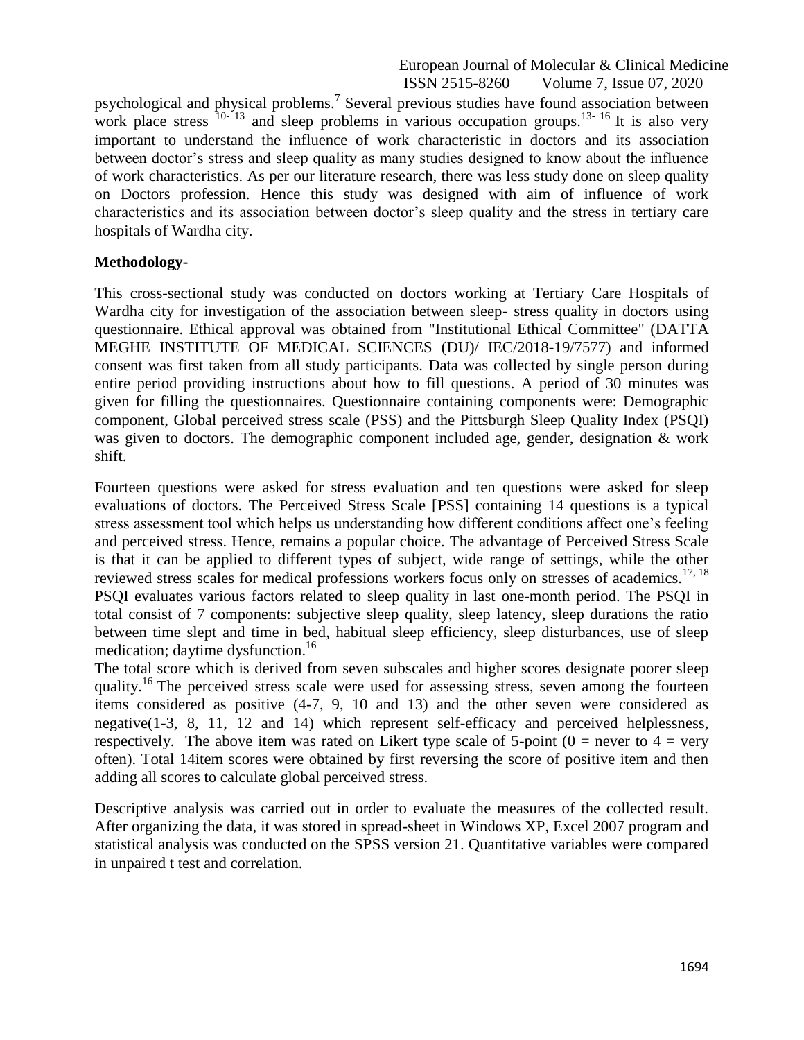psychological and physical problems.[7] Several previous studies have found association between work place stress [10-13] and sleep problems in various occupation groups.[13-16] It is also very important to understand the influence of work characteristic in doctors and its association between doctor's stress and sleep quality as many studies designed to know about the influence of work characteristics. As per our literature research, there was less study done on sleep quality on Doctors profession. Hence this study was designed with aim of influence of work characteristics and its association between doctor's sleep quality and the stress in tertiary care hospitals of Wardha city.

**Methodology-**

This cross-sectional study was conducted on doctors working at Tertiary Care Hospitals of Wardha city for investigation of the association between sleep- stress quality in doctors using questionnaire. Ethical approval was obtained from "Institutional Ethical Committee" (DATTA MEGHE INSTITUTE OF MEDICAL SCIENCES (DU)/ IEC/2018-19/7577) and informed consent was first taken from all study participants. Data was collected by single person during entire period providing instructions about how to fill questions. A period of 30 minutes was given for filling the questionnaires. Questionnaire containing components were: Demographic component, Global perceived stress scale (PSS) and the Pittsburgh Sleep Quality Index (PSQI) was given to doctors. The demographic component included age, gender, designation & work shift.

Fourteen questions were asked for stress evaluation and ten questions were asked for sleep evaluations of doctors. The Perceived Stress Scale [PSS] containing 14 questions is a typical stress assessment tool which helps us understanding how different conditions affect one's feeling and perceived stress. Hence, remains a popular choice. The advantage of Perceived Stress Scale is that it can be applied to different types of subject, wide range of settings, while the other reviewed stress scales for medical professions workers focus only on stresses of academics.[17, 18] PSQI evaluates various factors related to sleep quality in last one-month period. The PSQI in total consist of 7 components: subjective sleep quality, sleep latency, sleep durations the ratio between time slept and time in bed, habitual sleep efficiency, sleep disturbances, use of sleep medication; daytime dysfunction.[16]

The total score which is derived from seven subscales and higher scores designate poorer sleep quality.[16] The perceived stress scale were used for assessing stress, seven among the fourteen items considered as positive (4-7, 9, 10 and 13) and the other seven were considered as negative(1-3, 8, 11, 12 and 14) which represent self-efficacy and perceived helplessness, respectively. The above item was rated on Likert type scale of 5-point (0 = never to 4 = very often). Total 14item scores were obtained by first reversing the score of positive item and then adding all scores to calculate global perceived stress.

Descriptive analysis was carried out in order to evaluate the measures of the collected result. After organizing the data, it was stored in spread-sheet in Windows XP, Excel 2007 program and statistical analysis was conducted on the SPSS version 21. Quantitative variables were compared in unpaired t test and correlation.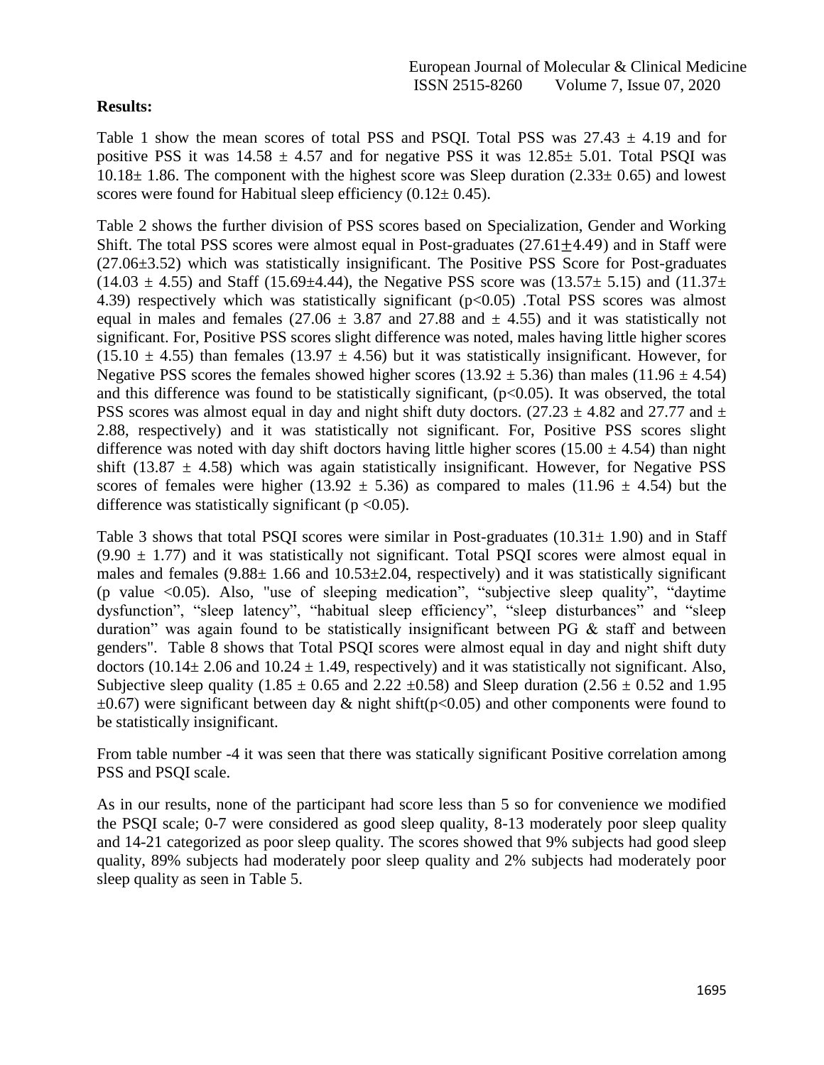**Results:**

Table 1 show the mean scores of total PSS and PSQI. Total PSS was 27.43 ± 4.19 and for positive PSS it was 14.58 ± 4.57 and for negative PSS it was 12.85± 5.01. Total PSQI was 10.18± 1.86. The component with the highest score was Sleep duration (2.33± 0.65) and lowest scores were found for Habitual sleep efficiency (0.12± 0.45).

Table 2 shows the further division of PSS scores based on Specialization, Gender and Working Shift. The total PSS scores were almost equal in Post-graduates (27.61±4.49) and in Staff were (27.06±3.52) which was statistically insignificant. The Positive PSS Score for Post-graduates (14.03 ± 4.55) and Staff (15.69±4.44), the Negative PSS score was (13.57± 5.15) and (11.37± 4.39) respectively which was statistically significant ($p<0.05$) .Total PSS scores was almost equal in males and females (27.06 ± 3.87 and 27.88 and ± 4.55) and it was statistically not significant. For, Positive PSS scores slight difference was noted, males having little higher scores (15.10 ± 4.55) than females (13.97 ± 4.56) but it was statistically insignificant. However, for Negative PSS scores the females showed higher scores (13.92 ± 5.36) than males (11.96 ± 4.54) and this difference was found to be statistically significant, ($p<0.05$). It was observed, the total PSS scores was almost equal in day and night shift duty doctors. (27.23 ± 4.82 and 27.77 and ± 2.88, respectively) and it was statistically not significant. For, Positive PSS scores slight difference was noted with day shift doctors having little higher scores (15.00 ± 4.54) than night shift (13.87 ± 4.58) which was again statistically insignificant. However, for Negative PSS scores of females were higher (13.92 ± 5.36) as compared to males (11.96 ± 4.54) but the difference was statistically significant ($p <0.05$).

Table 3 shows that total PSQI scores were similar in Post-graduates (10.31± 1.90) and in Staff (9.90 ± 1.77) and it was statistically not significant. Total PSQI scores were almost equal in males and females (9.88± 1.66 and 10.53±2.04, respectively) and it was statistically significant (p value <0.05). Also, "use of sleeping medication", "subjective sleep quality", "daytime dysfunction", "sleep latency", "habitual sleep efficiency", "sleep disturbances" and "sleep duration" was again found to be statistically insignificant between PG & staff and between genders". Table 8 shows that Total PSQI scores were almost equal in day and night shift duty doctors (10.14± 2.06 and 10.24 ± 1.49, respectively) and it was statistically not significant. Also, Subjective sleep quality (1.85 ± 0.65 and 2.22 ±0.58) and Sleep duration (2.56 ± 0.52 and 1.95 ±0.67) were significant between day & night shift($p<0.05$) and other components were found to be statistically insignificant.

From table number -4 it was seen that there was statically significant Positive correlation among PSS and PSQI scale.

As in our results, none of the participant had score less than 5 so for convenience we modified the PSQI scale; 0-7 were considered as good sleep quality, 8-13 moderately poor sleep quality and 14-21 categorized as poor sleep quality. The scores showed that 9% subjects had good sleep quality, 89% subjects had moderately poor sleep quality and 2% subjects had moderately poor sleep quality as seen in Table 5.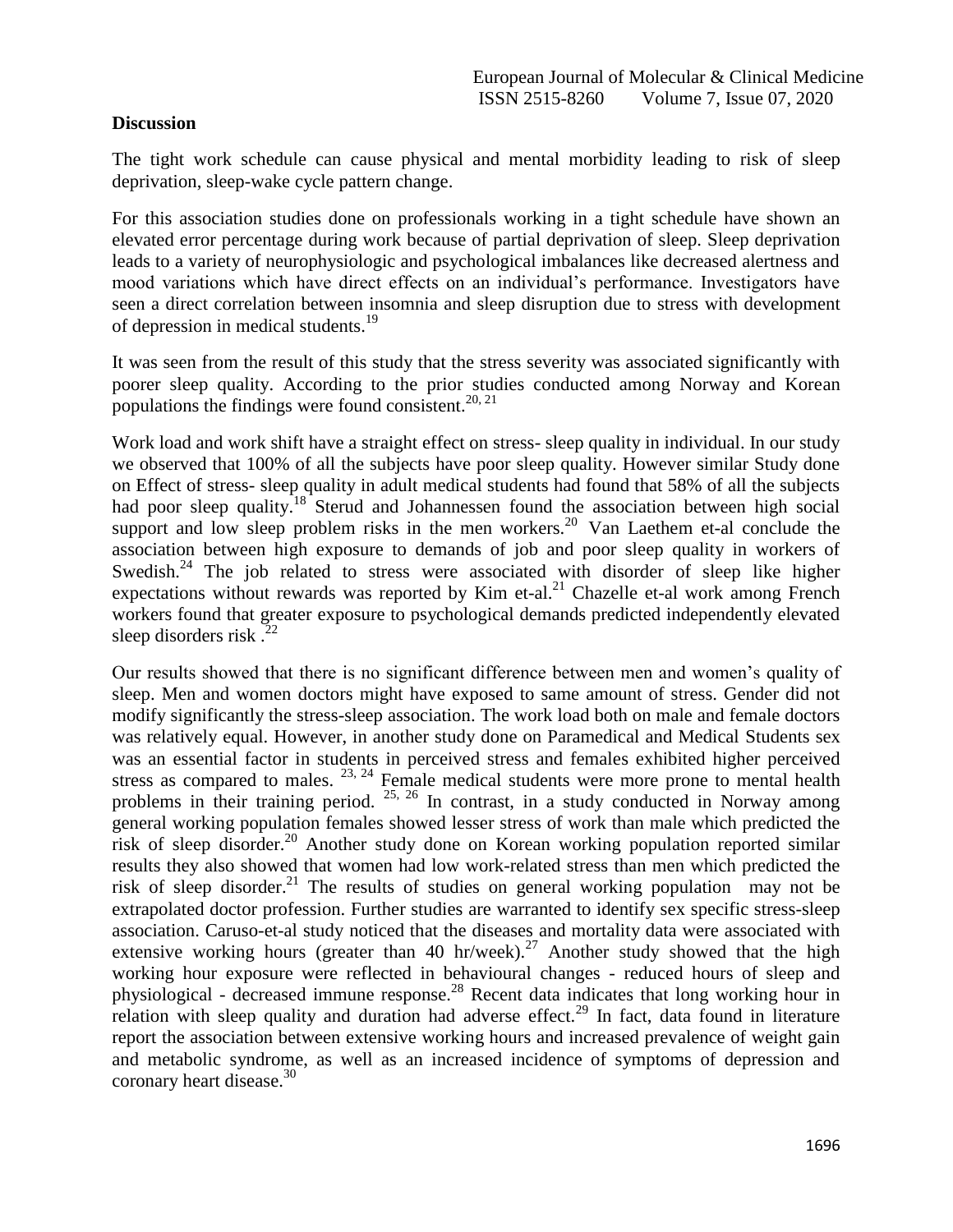## Discussion

The tight work schedule can cause physical and mental morbidity leading to risk of sleep deprivation, sleep-wake cycle pattern change.

For this association studies done on professionals working in a tight schedule have shown an elevated error percentage during work because of partial deprivation of sleep. Sleep deprivation leads to a variety of neurophysiologic and psychological imbalances like decreased alertness and mood variations which have direct effects on an individual's performance. Investigators have seen a direct correlation between insomnia and sleep disruption due to stress with development of depression in medical students.[19]

It was seen from the result of this study that the stress severity was associated significantly with poorer sleep quality. According to the prior studies conducted among Norway and Korean populations the findings were found consistent.[20, 21]

Work load and work shift have a straight effect on stress- sleep quality in individual. In our study we observed that 100% of all the subjects have poor sleep quality. However similar Study done on Effect of stress- sleep quality in adult medical students had found that 58% of all the subjects had poor sleep quality.[18] Sterud and Johannessen found the association between high social support and low sleep problem risks in the men workers.[20] Van Laethem et-al conclude the association between high exposure to demands of job and poor sleep quality in workers of Swedish.[24] The job related to stress were associated with disorder of sleep like higher expectations without rewards was reported by Kim et-al.[21] Chazelle et-al work among French workers found that greater exposure to psychological demands predicted independently elevated sleep disorders risk .[22]

Our results showed that there is no significant difference between men and women's quality of sleep. Men and women doctors might have exposed to same amount of stress. Gender did not modify significantly the stress-sleep association. The work load both on male and female doctors was relatively equal. However, in another study done on Paramedical and Medical Students sex was an essential factor in students in perceived stress and females exhibited higher perceived stress as compared to males. [23, 24] Female medical students were more prone to mental health problems in their training period. [25, 26] In contrast, in a study conducted in Norway among general working population females showed lesser stress of work than male which predicted the risk of sleep disorder.[20] Another study done on Korean working population reported similar results they also showed that women had low work-related stress than men which predicted the risk of sleep disorder.[21] The results of studies on general working population may not be extrapolated doctor profession. Further studies are warranted to identify sex specific stress-sleep association. Caruso-et-al study noticed that the diseases and mortality data were associated with extensive working hours (greater than 40 hr/week).[27] Another study showed that the high working hour exposure were reflected in behavioural changes - reduced hours of sleep and physiological - decreased immune response.[28] Recent data indicates that long working hour in relation with sleep quality and duration had adverse effect.[29] In fact, data found in literature report the association between extensive working hours and increased prevalence of weight gain and metabolic syndrome, as well as an increased incidence of symptoms of depression and coronary heart disease.[30]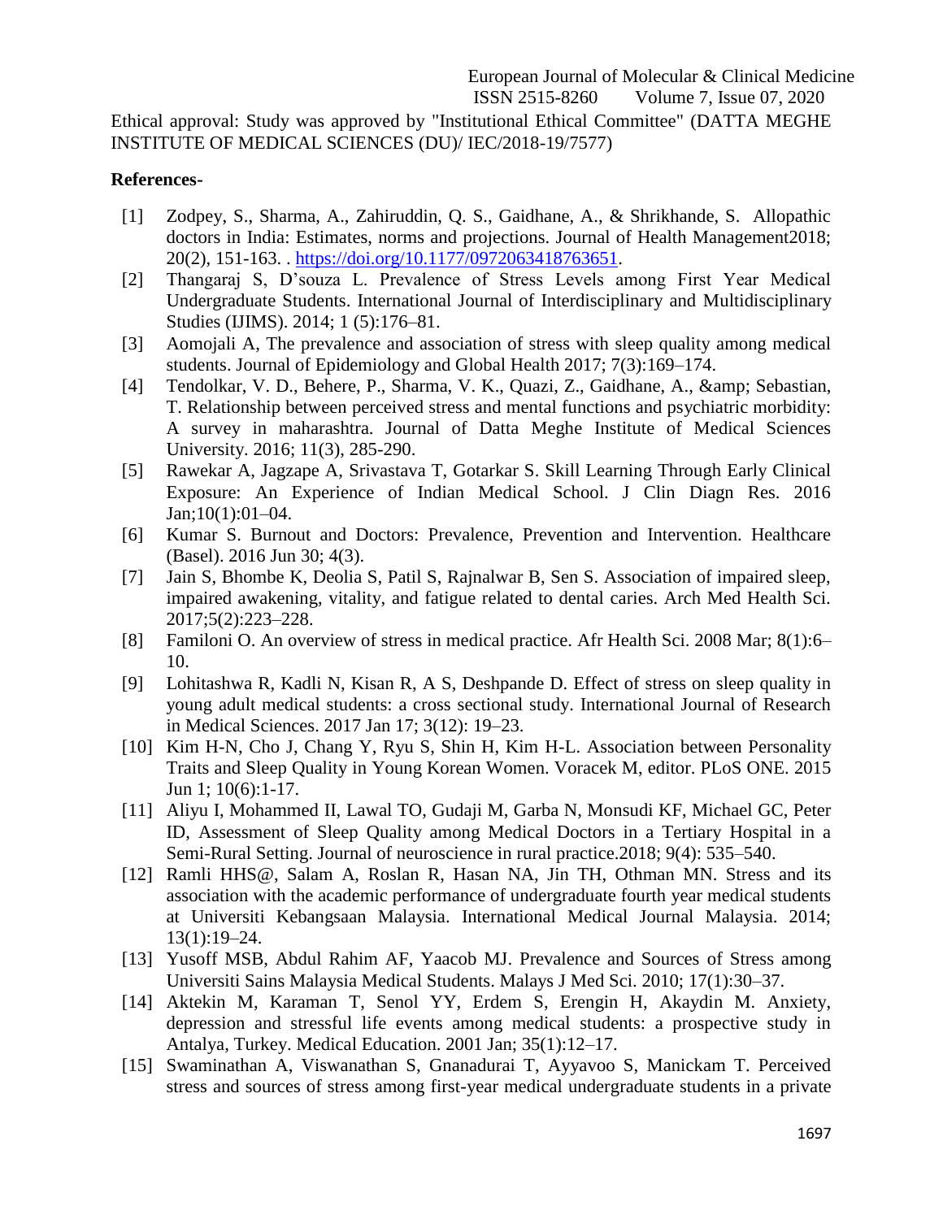Ethical approval: Study was approved by "Institutional Ethical Committee" (DATTA MEGHE INSTITUTE OF MEDICAL SCIENCES (DU)/ IEC/2018-19/7577)

**References-**

[1] Zodpey, S., Sharma, A., Zahiruddin, Q. S., Gaidhane, A., & Shrikhande, S. Allopathic doctors in India: Estimates, norms and projections. Journal of Health Management2018; 20(2), 151-163. . https://doi.org/10.1177/0972063418763651.

[2] Thangaraj S, D'souza L. Prevalence of Stress Levels among First Year Medical Undergraduate Students. International Journal of Interdisciplinary and Multidisciplinary Studies (IJIMS). 2014; 1 (5):176–81.

[3] Aomojali A, The prevalence and association of stress with sleep quality among medical students. Journal of Epidemiology and Global Health 2017; 7(3):169–174.

[4] Tendolkar, V. D., Behere, P., Sharma, V. K., Quazi, Z., Gaidhane, A., &amp; Sebastian, T. Relationship between perceived stress and mental functions and psychiatric morbidity: A survey in maharashtra. Journal of Datta Meghe Institute of Medical Sciences University. 2016; 11(3), 285-290.

[5] Rawekar A, Jagzape A, Srivastava T, Gotarkar S. Skill Learning Through Early Clinical Exposure: An Experience of Indian Medical School. J Clin Diagn Res. 2016 Jan;10(1):01–04.

[6] Kumar S. Burnout and Doctors: Prevalence, Prevention and Intervention. Healthcare (Basel). 2016 Jun 30; 4(3).

[7] Jain S, Bhombe K, Deolia S, Patil S, Rajnalwar B, Sen S. Association of impaired sleep, impaired awakening, vitality, and fatigue related to dental caries. Arch Med Health Sci. 2017;5(2):223–228.

[8] Familoni O. An overview of stress in medical practice. Afr Health Sci. 2008 Mar; 8(1):6–10.

[9] Lohitashwa R, Kadli N, Kisan R, A S, Deshpande D. Effect of stress on sleep quality in young adult medical students: a cross sectional study. International Journal of Research in Medical Sciences. 2017 Jan 17; 3(12): 19–23.

[10] Kim H-N, Cho J, Chang Y, Ryu S, Shin H, Kim H-L. Association between Personality Traits and Sleep Quality in Young Korean Women. Voracek M, editor. PLoS ONE. 2015 Jun 1; 10(6):1-17.

[11] Aliyu I, Mohammed II, Lawal TO, Gudaji M, Garba N, Monsudi KF, Michael GC, Peter ID, Assessment of Sleep Quality among Medical Doctors in a Tertiary Hospital in a Semi-Rural Setting. Journal of neuroscience in rural practice.2018; 9(4): 535–540.

[12] Ramli HHS@, Salam A, Roslan R, Hasan NA, Jin TH, Othman MN. Stress and its association with the academic performance of undergraduate fourth year medical students at Universiti Kebangsaan Malaysia. International Medical Journal Malaysia. 2014; 13(1):19–24.

[13] Yusoff MSB, Abdul Rahim AF, Yaacob MJ. Prevalence and Sources of Stress among Universiti Sains Malaysia Medical Students. Malays J Med Sci. 2010; 17(1):30–37.

[14] Aktekin M, Karaman T, Senol YY, Erdem S, Erengin H, Akaydin M. Anxiety, depression and stressful life events among medical students: a prospective study in Antalya, Turkey. Medical Education. 2001 Jan; 35(1):12–17.

[15] Swaminathan A, Viswanathan S, Gnanadurai T, Ayyavoo S, Manickam T. Perceived stress and sources of stress among first-year medical undergraduate students in a private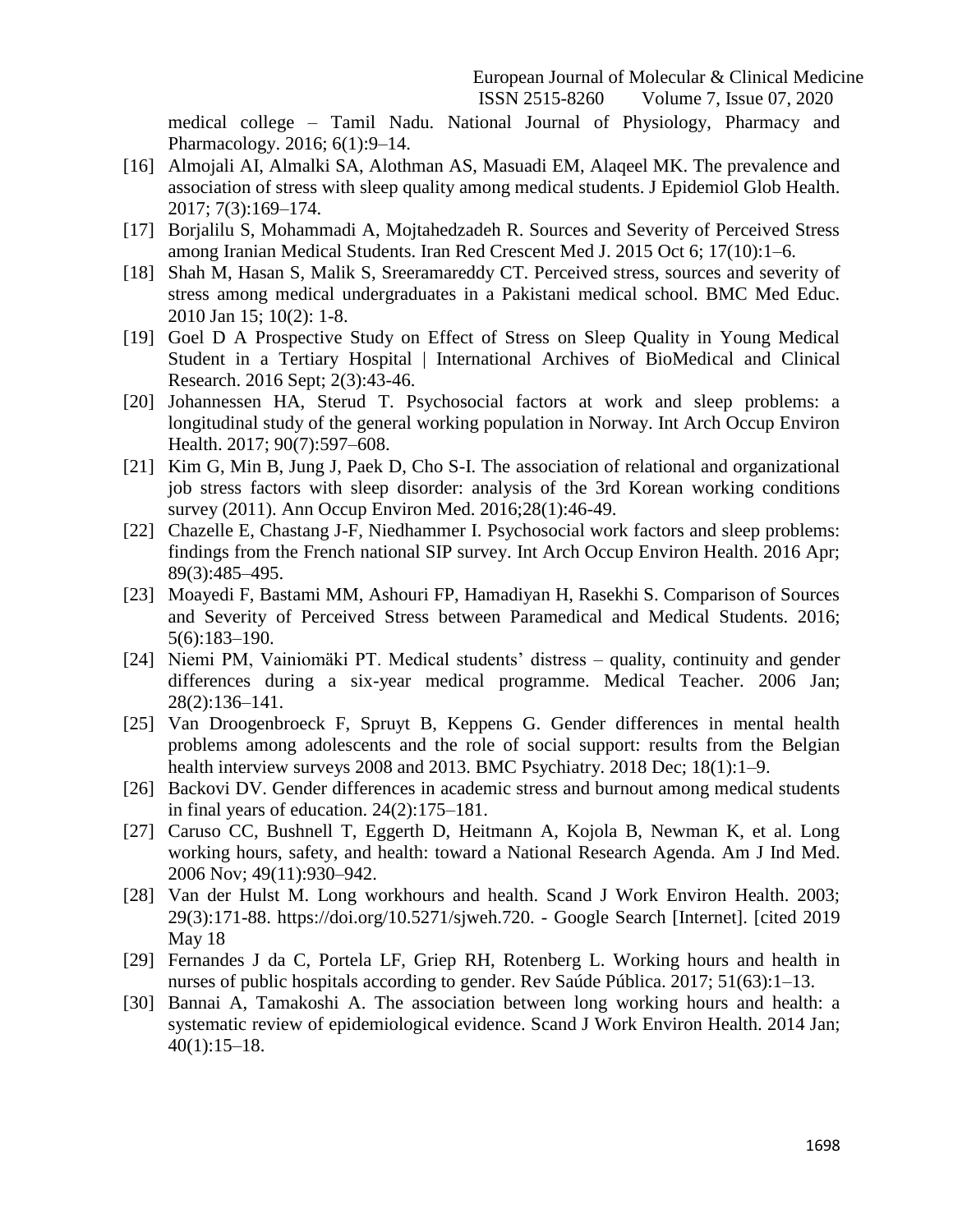medical college – Tamil Nadu. National Journal of Physiology, Pharmacy and Pharmacology. 2016; 6(1):9–14.

[16] Almojali AI, Almalki SA, Alothman AS, Masuadi EM, Alaqeel MK. The prevalence and association of stress with sleep quality among medical students. J Epidemiol Glob Health. 2017; 7(3):169–174.

[17] Borjalilu S, Mohammadi A, Mojtahedzadeh R. Sources and Severity of Perceived Stress among Iranian Medical Students. Iran Red Crescent Med J. 2015 Oct 6; 17(10):1–6.

[18] Shah M, Hasan S, Malik S, Sreeramareddy CT. Perceived stress, sources and severity of stress among medical undergraduates in a Pakistani medical school. BMC Med Educ. 2010 Jan 15; 10(2): 1-8.

[19] Goel D A Prospective Study on Effect of Stress on Sleep Quality in Young Medical Student in a Tertiary Hospital | International Archives of BioMedical and Clinical Research. 2016 Sept; 2(3):43-46.

[20] Johannessen HA, Sterud T. Psychosocial factors at work and sleep problems: a longitudinal study of the general working population in Norway. Int Arch Occup Environ Health. 2017; 90(7):597–608.

[21] Kim G, Min B, Jung J, Paek D, Cho S-I. The association of relational and organizational job stress factors with sleep disorder: analysis of the 3rd Korean working conditions survey (2011). Ann Occup Environ Med. 2016;28(1):46-49.

[22] Chazelle E, Chastang J-F, Niedhammer I. Psychosocial work factors and sleep problems: findings from the French national SIP survey. Int Arch Occup Environ Health. 2016 Apr; 89(3):485–495.

[23] Moayedi F, Bastami MM, Ashouri FP, Hamadiyan H, Rasekhi S. Comparison of Sources and Severity of Perceived Stress between Paramedical and Medical Students. 2016; 5(6):183–190.

[24] Niemi PM, Vainiomäki PT. Medical students' distress – quality, continuity and gender differences during a six-year medical programme. Medical Teacher. 2006 Jan; 28(2):136–141.

[25] Van Droogenbroeck F, Spruyt B, Keppens G. Gender differences in mental health problems among adolescents and the role of social support: results from the Belgian health interview surveys 2008 and 2013. BMC Psychiatry. 2018 Dec; 18(1):1–9.

[26] Backovi DV. Gender differences in academic stress and burnout among medical students in final years of education. 24(2):175–181.

[27] Caruso CC, Bushnell T, Eggerth D, Heitmann A, Kojola B, Newman K, et al. Long working hours, safety, and health: toward a National Research Agenda. Am J Ind Med. 2006 Nov; 49(11):930–942.

[28] Van der Hulst M. Long workhours and health. Scand J Work Environ Health. 2003; 29(3):171-88. https://doi.org/10.5271/sjweh.720. - Google Search [Internet]. [cited 2019 May 18

[29] Fernandes J da C, Portela LF, Griep RH, Rotenberg L. Working hours and health in nurses of public hospitals according to gender. Rev Saúde Pública. 2017; 51(63):1–13.

[30] Bannai A, Tamakoshi A. The association between long working hours and health: a systematic review of epidemiological evidence. Scand J Work Environ Health. 2014 Jan; 40(1):15–18.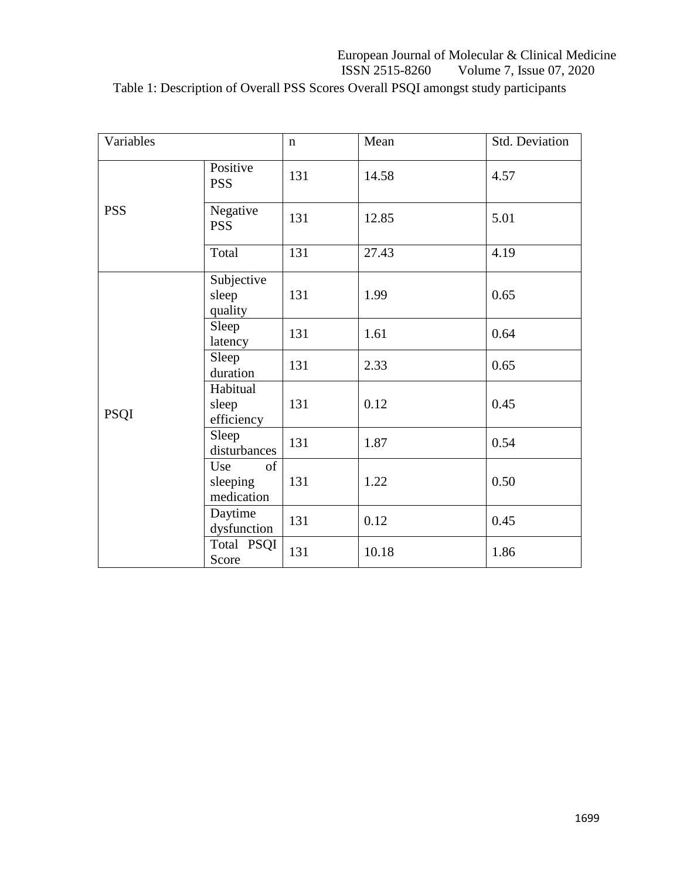Table 1: Description of Overall PSS Scores Overall PSQI amongst study participants

| Variables | | n | Mean | Std. Deviation |
|---|---|---|---|---|
| PSS | Positive PSS | 131 | 14.58 | 4.57 |
| | Negative PSS | 131 | 12.85 | 5.01 |
| | Total | 131 | 27.43 | 4.19 |
| PSQI | Subjective sleep quality | 131 | 1.99 | 0.65 |
| | Sleep latency | 131 | 1.61 | 0.64 |
| | Sleep duration | 131 | 2.33 | 0.65 |
| | Habitual sleep efficiency | 131 | 0.12 | 0.45 |
| | Sleep disturbances | 131 | 1.87 | 0.54 |
| | Use of sleeping medication | 131 | 1.22 | 0.50 |
| | Daytime dysfunction | 131 | 0.12 | 0.45 |
| | Total PSQI Score | 131 | 10.18 | 1.86 |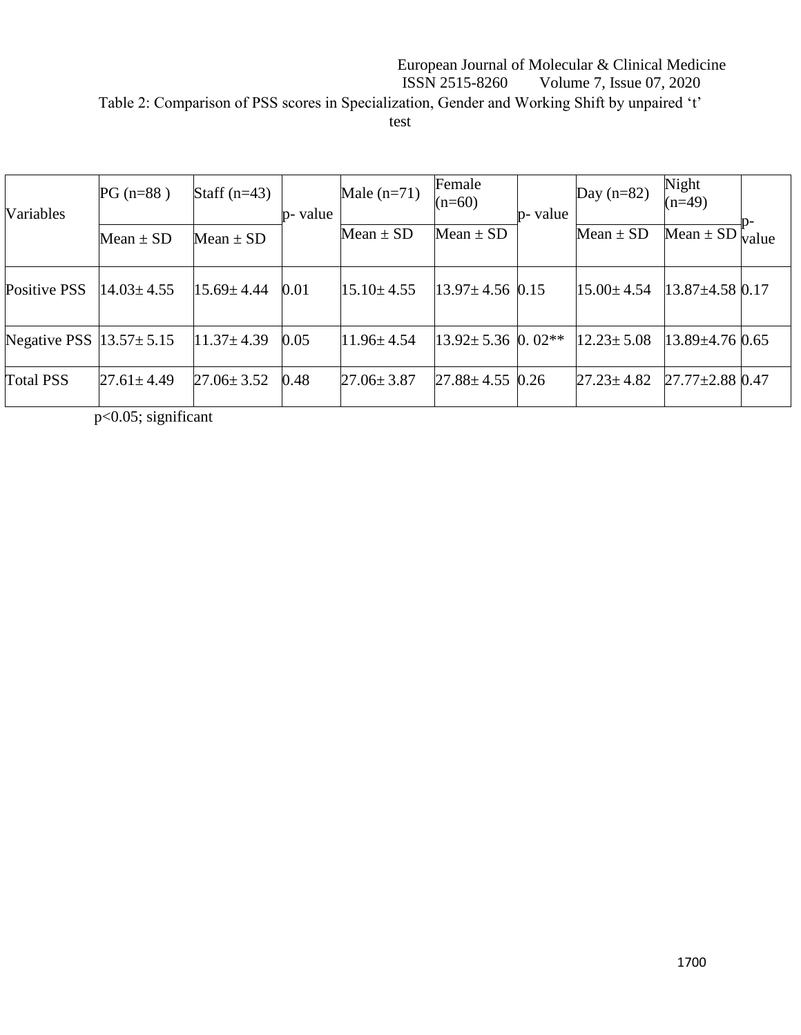Table 2: Comparison of PSS scores in Specialization, Gender and Working Shift by unpaired 't' test

| Variables | PG (n=88 ) | Staff (n=43) | p- value | Male (n=71) | Female (n=60) | p- value | Day (n=82) | Night (n=49) | p- value |
|---|---|---|---|---|---|---|---|---|---|
| | Mean ± SD | Mean ± SD | | Mean ± SD | Mean ± SD | | Mean ± SD | Mean ± SD | |
| Positive PSS | 14.03± 4.55 | 15.69± 4.44 | 0.01 | 15.10± 4.55 | 13.97± 4.56 | 0.15 | 15.00± 4.54 | 13.87±4.58 | 0.17 |
| Negative PSS | 13.57± 5.15 | 11.37± 4.39 | 0.05 | 11.96± 4.54 | 13.92± 5.36 | 0. 02** | 12.23± 5.08 | 13.89±4.76 | 0.65 |
| Total PSS | 27.61± 4.49 | 27.06± 3.52 | 0.48 | 27.06± 3.87 | 27.88± 4.55 | 0.26 | 27.23± 4.82 | 27.77±2.88 | 0.47 |

$p<0.05$; significant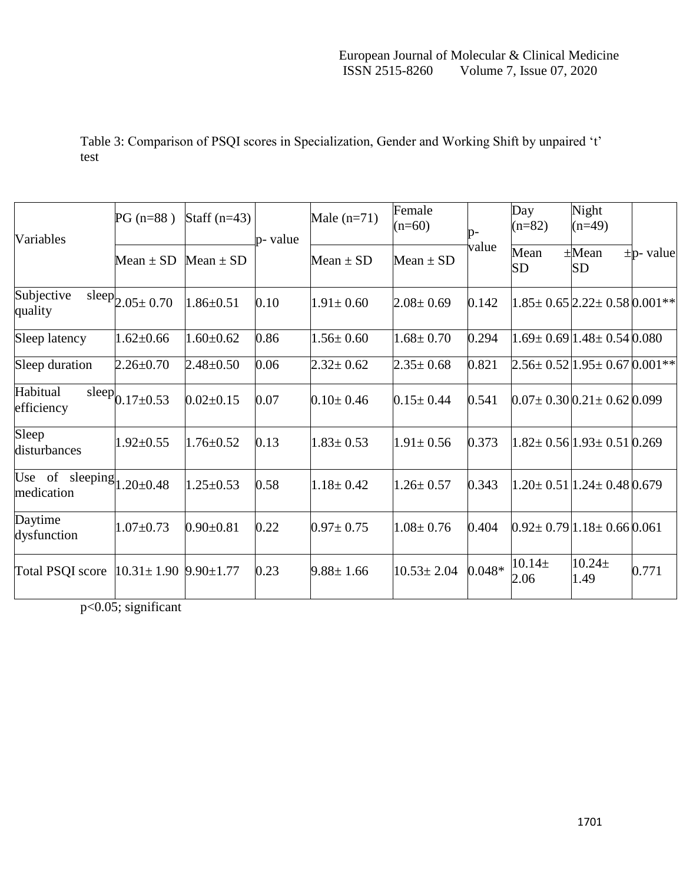Table 3: Comparison of PSQI scores in Specialization, Gender and Working Shift by unpaired 't' test

| Variables | PG (n=88 ) | Staff (n=43) | p- value | Male (n=71) | Female (n=60) | p-value | Day (n=82) | Night (n=49) | |
|---|---|---|---|---|---|---|---|---|---|
| | Mean ± SD | Mean ± SD | | Mean ± SD | Mean ± SD | | Mean ± SD | Mean ± SD | p- value |
| Subjective sleep quality | 2.05± 0.70 | 1.86±0.51 | 0.10 | 1.91± 0.60 | 2.08± 0.69 | 0.142 | 1.85± 0.65 | 2.22± 0.58 | 0.001** |
| Sleep latency | 1.62±0.66 | 1.60±0.62 | 0.86 | 1.56± 0.60 | 1.68± 0.70 | 0.294 | 1.69± 0.69 | 1.48± 0.54 | 0.080 |
| Sleep duration | 2.26±0.70 | 2.48±0.50 | 0.06 | 2.32± 0.62 | 2.35± 0.68 | 0.821 | 2.56± 0.52 | 1.95± 0.67 | 0.001** |
| Habitual sleep efficiency | 0.17±0.53 | 0.02±0.15 | 0.07 | 0.10± 0.46 | 0.15± 0.44 | 0.541 | 0.07± 0.30 | 0.21± 0.62 | 0.099 |
| Sleep disturbances | 1.92±0.55 | 1.76±0.52 | 0.13 | 1.83± 0.53 | 1.91± 0.56 | 0.373 | 1.82± 0.56 | 1.93± 0.51 | 0.269 |
| Use of sleeping medication | 1.20±0.48 | 1.25±0.53 | 0.58 | 1.18± 0.42 | 1.26± 0.57 | 0.343 | 1.20± 0.51 | 1.24± 0.48 | 0.679 |
| Daytime dysfunction | 1.07±0.73 | 0.90±0.81 | 0.22 | 0.97± 0.75 | 1.08± 0.76 | 0.404 | 0.92± 0.79 | 1.18± 0.66 | 0.061 |
| Total PSQI score | 10.31± 1.90 | 9.90±1.77 | 0.23 | 9.88± 1.66 | 10.53± 2.04 | 0.048* | 10.14± 2.06 | 10.24± 1.49 | 0.771 |

$p<0.05$; significant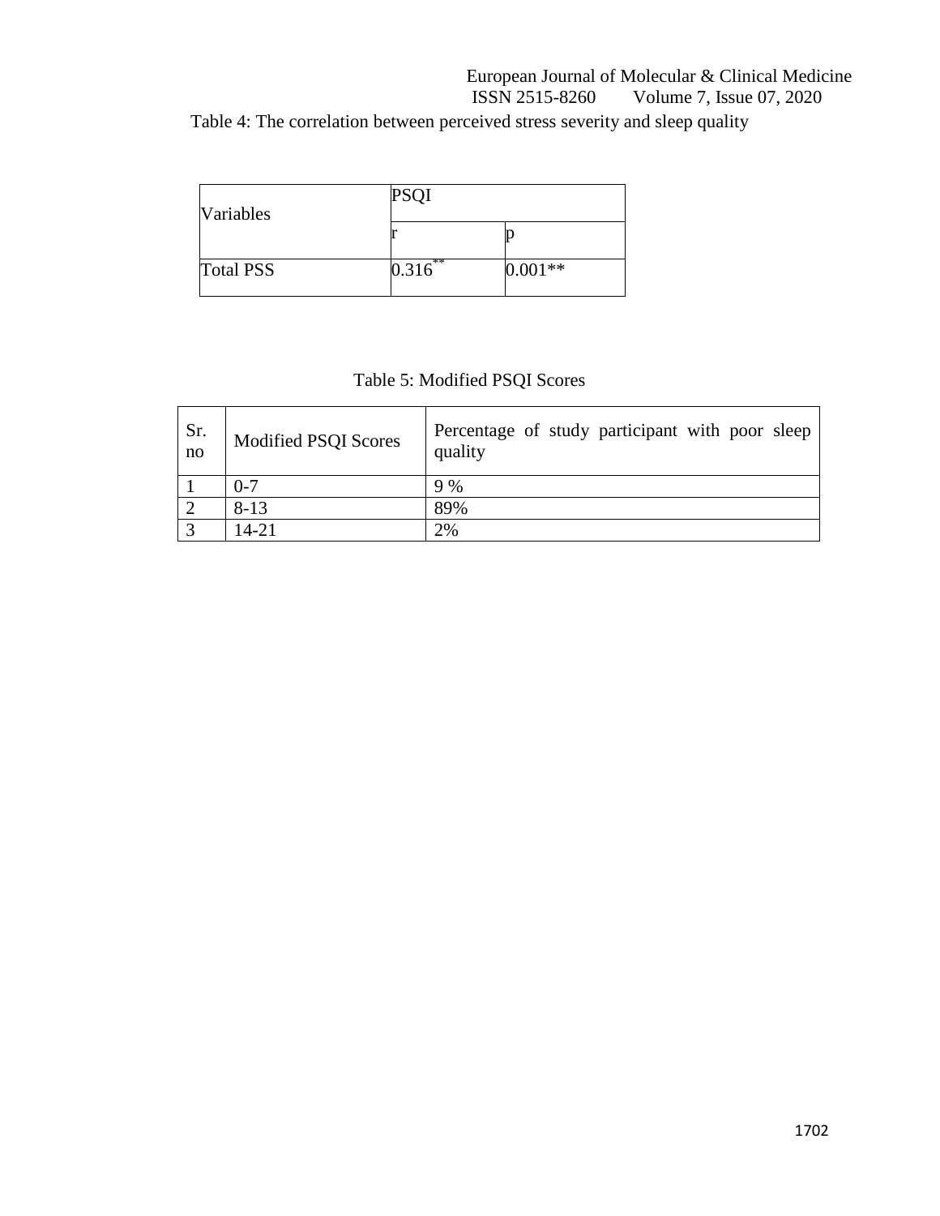Table 4: The correlation between perceived stress severity and sleep quality

| Variables | PSQI | |
|---|---|---|
| | r | p |
| Total PSS | 0.316** | 0.001** |

Table 5: Modified PSQI Scores

| Sr. no | Modified PSQI Scores | Percentage of study participant with poor sleep quality |
|---|---|---|
| 1 | 0-7 | 9 % |
| 2 | 8-13 | 89% |
| 3 | 14-21 | 2% |